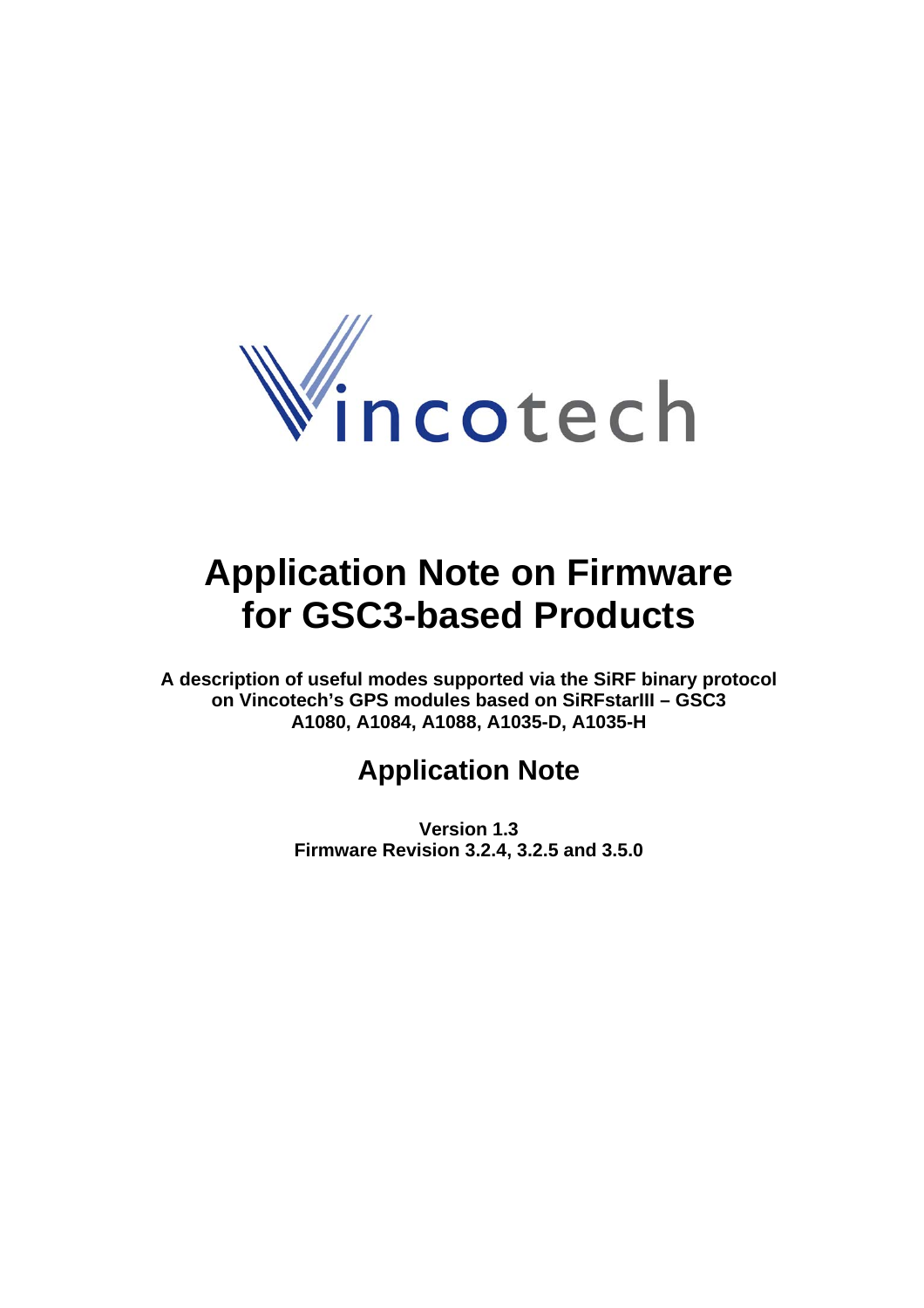Vincotech

# Application Note on Firmware for GSC3-based Products

**A description of useful modes supported via the SiRF binary protocol on Vincotech's GPS modules based on SiRFstarIII – GSC3 A1080, A1084, A1088, A1035-D, A1035-H**

## Application Note

**Version 1.3**
**Firmware Revision 3.2.4, 3.2.5 and 3.5.0**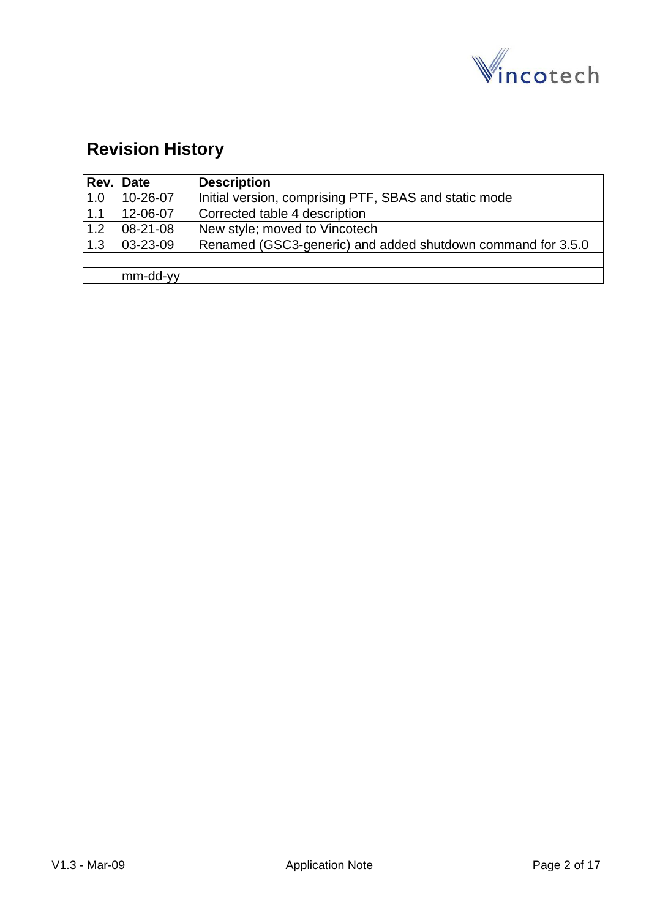## Revision History

| Rev. | Date | Description |
|---|---|---|
| 1.0 | 10-26-07 | Initial version, comprising PTF, SBAS and static mode |
| 1.1 | 12-06-07 | Corrected table 4 description |
| 1.2 | 08-21-08 | New style; moved to Vincotech |
| 1.3 | 03-23-09 | Renamed (GSC3-generic) and added shutdown command for 3.5.0 |
| | | |
| | mm-dd-yy | |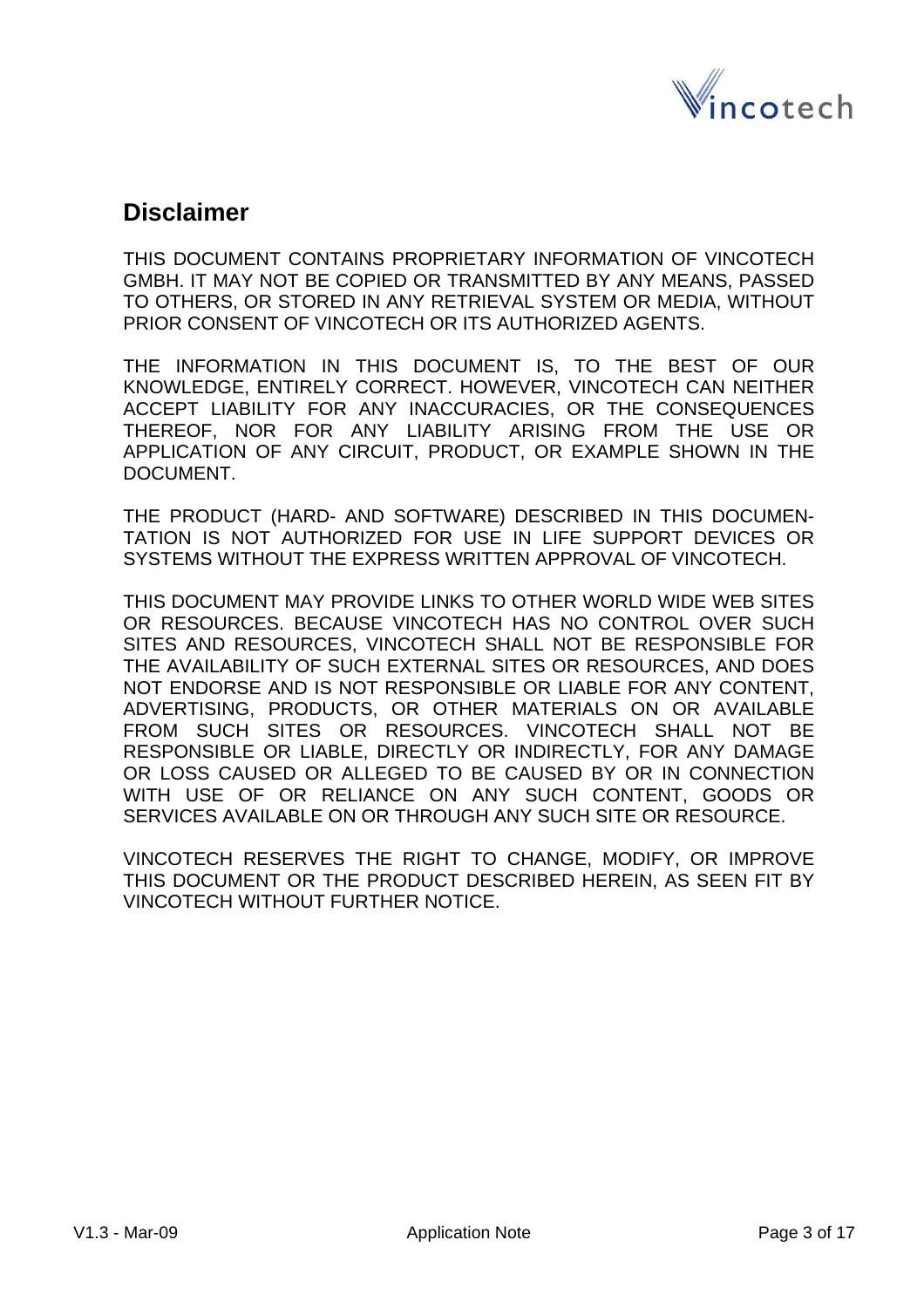## Disclaimer

THIS DOCUMENT CONTAINS PROPRIETARY INFORMATION OF VINCOTECH GMBH. IT MAY NOT BE COPIED OR TRANSMITTED BY ANY MEANS, PASSED TO OTHERS, OR STORED IN ANY RETRIEVAL SYSTEM OR MEDIA, WITHOUT PRIOR CONSENT OF VINCOTECH OR ITS AUTHORIZED AGENTS.

THE INFORMATION IN THIS DOCUMENT IS, TO THE BEST OF OUR KNOWLEDGE, ENTIRELY CORRECT. HOWEVER, VINCOTECH CAN NEITHER ACCEPT LIABILITY FOR ANY INACCURACIES, OR THE CONSEQUENCES THEREOF, NOR FOR ANY LIABILITY ARISING FROM THE USE OR APPLICATION OF ANY CIRCUIT, PRODUCT, OR EXAMPLE SHOWN IN THE DOCUMENT.

THE PRODUCT (HARD- AND SOFTWARE) DESCRIBED IN THIS DOCUMENTATION IS NOT AUTHORIZED FOR USE IN LIFE SUPPORT DEVICES OR SYSTEMS WITHOUT THE EXPRESS WRITTEN APPROVAL OF VINCOTECH.

THIS DOCUMENT MAY PROVIDE LINKS TO OTHER WORLD WIDE WEB SITES OR RESOURCES. BECAUSE VINCOTECH HAS NO CONTROL OVER SUCH SITES AND RESOURCES, VINCOTECH SHALL NOT BE RESPONSIBLE FOR THE AVAILABILITY OF SUCH EXTERNAL SITES OR RESOURCES, AND DOES NOT ENDORSE AND IS NOT RESPONSIBLE OR LIABLE FOR ANY CONTENT, ADVERTISING, PRODUCTS, OR OTHER MATERIALS ON OR AVAILABLE FROM SUCH SITES OR RESOURCES. VINCOTECH SHALL NOT BE RESPONSIBLE OR LIABLE, DIRECTLY OR INDIRECTLY, FOR ANY DAMAGE OR LOSS CAUSED OR ALLEGED TO BE CAUSED BY OR IN CONNECTION WITH USE OF OR RELIANCE ON ANY SUCH CONTENT, GOODS OR SERVICES AVAILABLE ON OR THROUGH ANY SUCH SITE OR RESOURCE.

VINCOTECH RESERVES THE RIGHT TO CHANGE, MODIFY, OR IMPROVE THIS DOCUMENT OR THE PRODUCT DESCRIBED HEREIN, AS SEEN FIT BY VINCOTECH WITHOUT FURTHER NOTICE.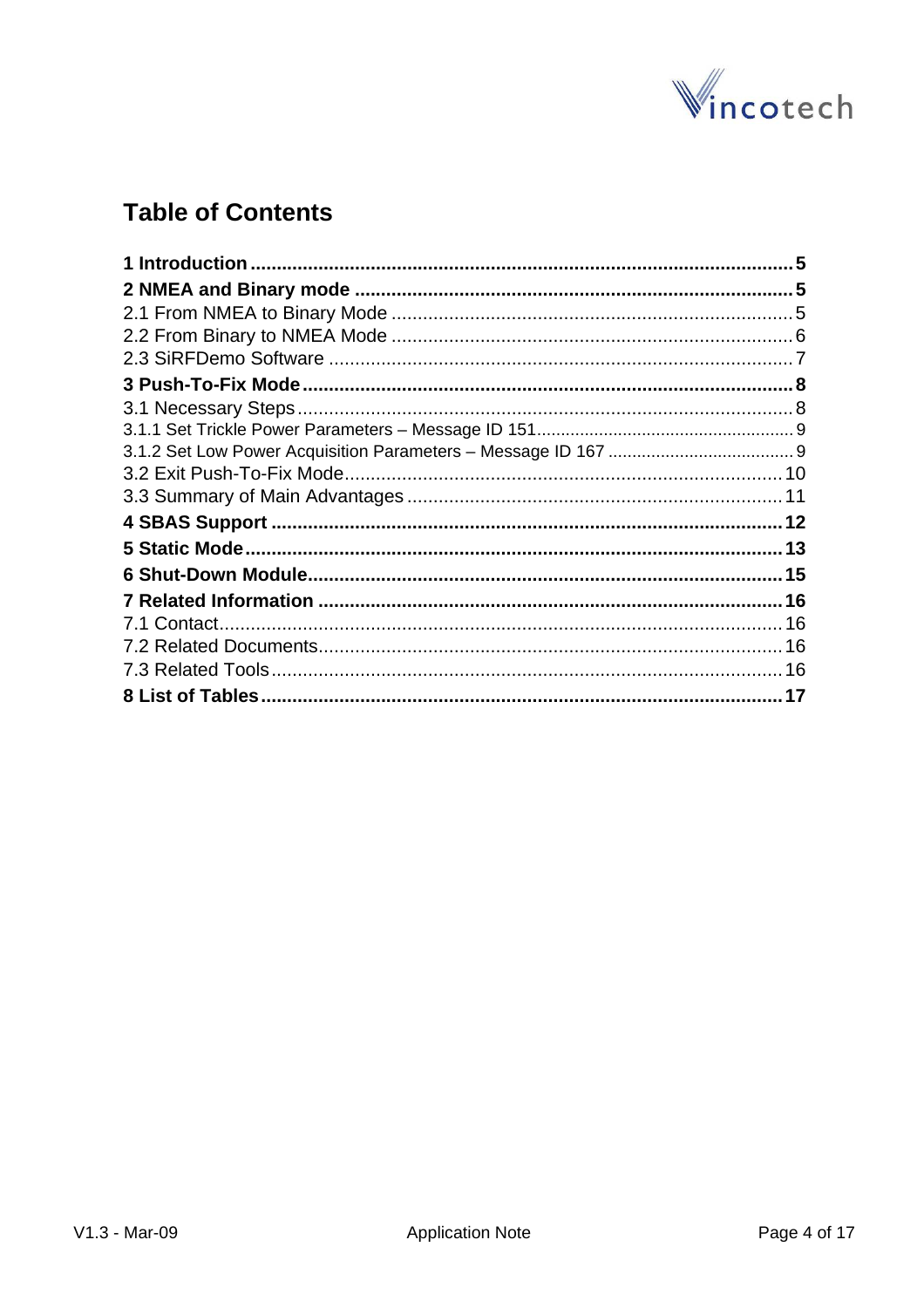# Table of Contents

**1 Introduction** .......................................................... **5**
**2 NMEA and Binary mode** .......................................................... **5**
2.1 From NMEA to Binary Mode .......................................................... 5
2.2 From Binary to NMEA Mode .......................................................... 6
2.3 SiRFDemo Software .......................................................... 7
**3 Push-To-Fix Mode** .......................................................... **8**
3.1 Necessary Steps .......................................................... 8
3.1.1 Set Trickle Power Parameters – Message ID 151 .......................................................... 9
3.1.2 Set Low Power Acquisition Parameters – Message ID 167 .......................................................... 9
3.2 Exit Push-To-Fix Mode .......................................................... 10
3.3 Summary of Main Advantages .......................................................... 11
**4 SBAS Support** .......................................................... **12**
**5 Static Mode** .......................................................... **13**
**6 Shut-Down Module** .......................................................... **15**
**7 Related Information** .......................................................... **16**
7.1 Contact .......................................................... 16
7.2 Related Documents .......................................................... 16
7.3 Related Tools .......................................................... 16
**8 List of Tables** .......................................................... **17**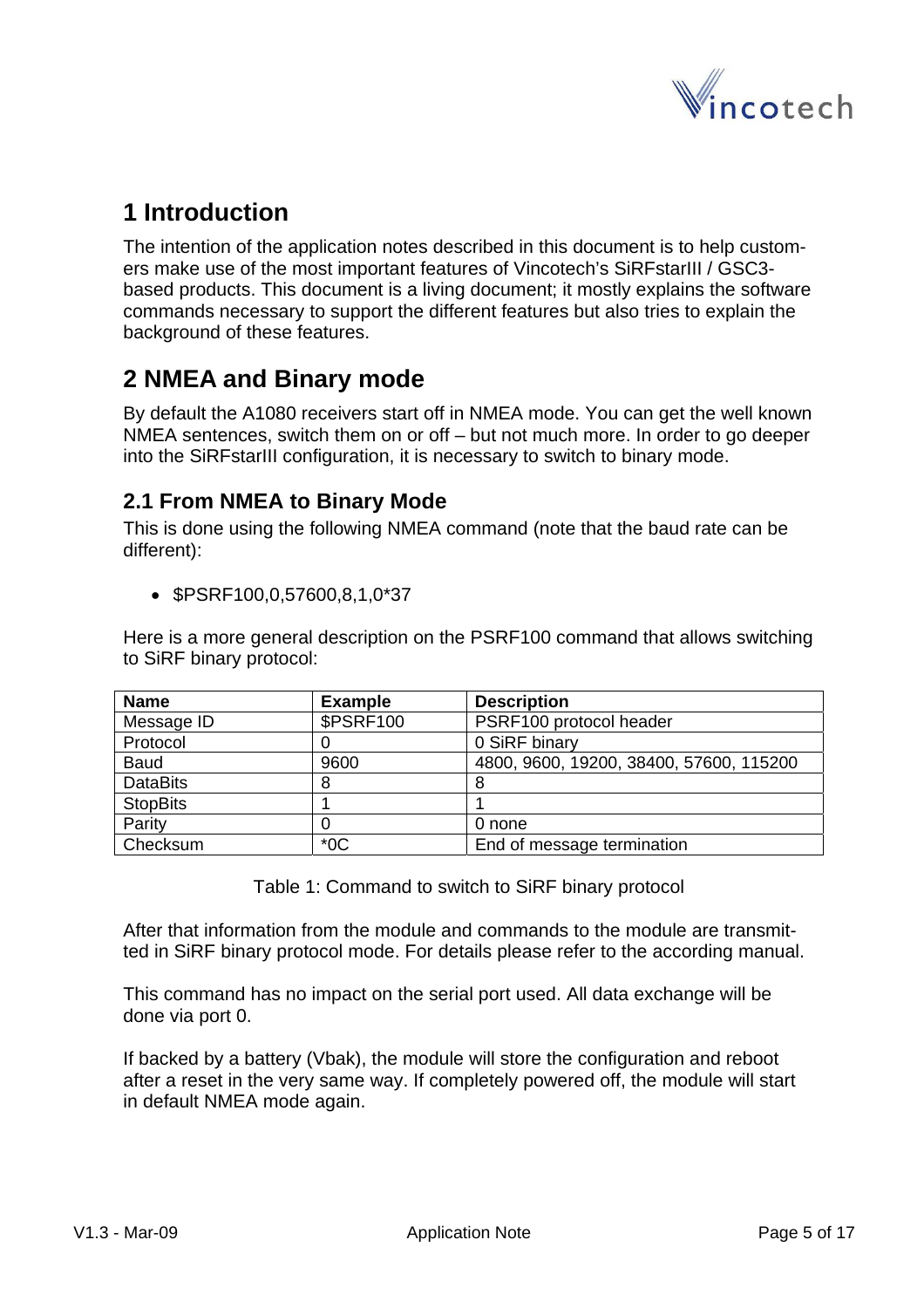# 1 Introduction

The intention of the application notes described in this document is to help customers make use of the most important features of Vincotech's SiRFstarIII / GSC3-based products. This document is a living document; it mostly explains the software commands necessary to support the different features but also tries to explain the background of these features.

# 2 NMEA and Binary mode

By default the A1080 receivers start off in NMEA mode. You can get the well known NMEA sentences, switch them on or off – but not much more. In order to go deeper into the SiRFstarIII configuration, it is necessary to switch to binary mode.

## 2.1 From NMEA to Binary Mode

This is done using the following NMEA command (note that the baud rate can be different):

- $PSRF100,0,57600,8,1,0*37

Here is a more general description on the PSRF100 command that allows switching to SiRF binary protocol:

| Name | Example | Description |
|---|---|---|
| Message ID | $PSRF100 | PSRF100 protocol header |
| Protocol | 0 | 0 SiRF binary |
| Baud | 9600 | 4800, 9600, 19200, 38400, 57600, 115200 |
| DataBits | 8 | 8 |
| StopBits | 1 | 1 |
| Parity | 0 | 0 none |
| Checksum | *0C | End of message termination |

Table 1: Command to switch to SiRF binary protocol

After that information from the module and commands to the module are transmitted in SiRF binary protocol mode. For details please refer to the according manual.

This command has no impact on the serial port used. All data exchange will be done via port 0.

If backed by a battery (Vbak), the module will store the configuration and reboot after a reset in the very same way. If completely powered off, the module will start in default NMEA mode again.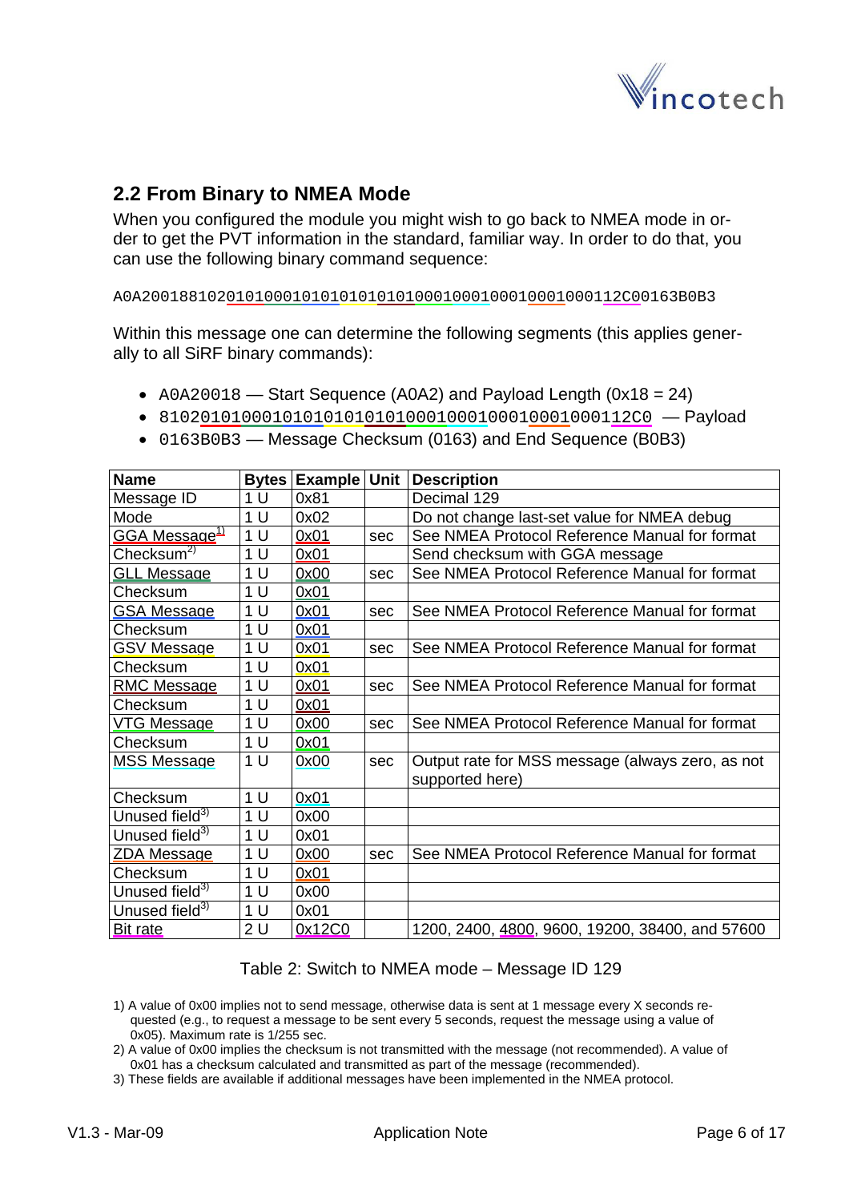## 2.2 From Binary to NMEA Mode

When you configured the module you might wish to go back to NMEA mode in order to get the PVT information in the standard, familiar way. In order to do that, you can use the following binary command sequence:

```
A0A200188102010100010101010101010001000100010001000112C00163B0B3
```

Within this message one can determine the following segments (this applies generally to all SiRF binary commands):

- `A0A20018` — Start Sequence (A0A2) and Payload Length (0x18 = 24)
- `8102010100010101010101010001000100010001000112C0` — Payload
- `0163B0B3` — Message Checksum (0163) and End Sequence (B0B3)

| Name | Bytes | Example | Unit | Description |
|---|---|---|---|---|
| Message ID | 1 U | 0x81 | | Decimal 129 |
| Mode | 1 U | 0x02 | | Do not change last-set value for NMEA debug |
| GGA Message[1] | 1 U | 0x01 | sec | See NMEA Protocol Reference Manual for format |
| Checksum[2] | 1 U | 0x01 | | Send checksum with GGA message |
| GLL Message | 1 U | 0x00 | sec | See NMEA Protocol Reference Manual for format |
| Checksum | 1 U | 0x01 | | |
| GSA Message | 1 U | 0x01 | sec | See NMEA Protocol Reference Manual for format |
| Checksum | 1 U | 0x01 | | |
| GSV Message | 1 U | 0x01 | sec | See NMEA Protocol Reference Manual for format |
| Checksum | 1 U | 0x01 | | |
| RMC Message | 1 U | 0x01 | sec | See NMEA Protocol Reference Manual for format |
| Checksum | 1 U | 0x01 | | |
| VTG Message | 1 U | 0x00 | sec | See NMEA Protocol Reference Manual for format |
| Checksum | 1 U | 0x01 | | |
| MSS Message | 1 U | 0x00 | sec | Output rate for MSS message (always zero, as not supported here) |
| Checksum | 1 U | 0x01 | | |
| Unused field[3] | 1 U | 0x00 | | |
| Unused field[3] | 1 U | 0x01 | | |
| ZDA Message | 1 U | 0x00 | sec | See NMEA Protocol Reference Manual for format |
| Checksum | 1 U | 0x01 | | |
| Unused field[3] | 1 U | 0x00 | | |
| Unused field[3] | 1 U | 0x01 | | |
| Bit rate | 2 U | 0x12C0 | | 1200, 2400, 4800, 9600, 19200, 38400, and 57600 |

Table 2: Switch to NMEA mode – Message ID 129

1) A value of 0x00 implies not to send message, otherwise data is sent at 1 message every X seconds requested (e.g., to request a message to be sent every 5 seconds, request the message using a value of 0x05). Maximum rate is 1/255 sec.
2) A value of 0x00 implies the checksum is not transmitted with the message (not recommended). A value of 0x01 has a checksum calculated and transmitted as part of the message (recommended).
3) These fields are available if additional messages have been implemented in the NMEA protocol.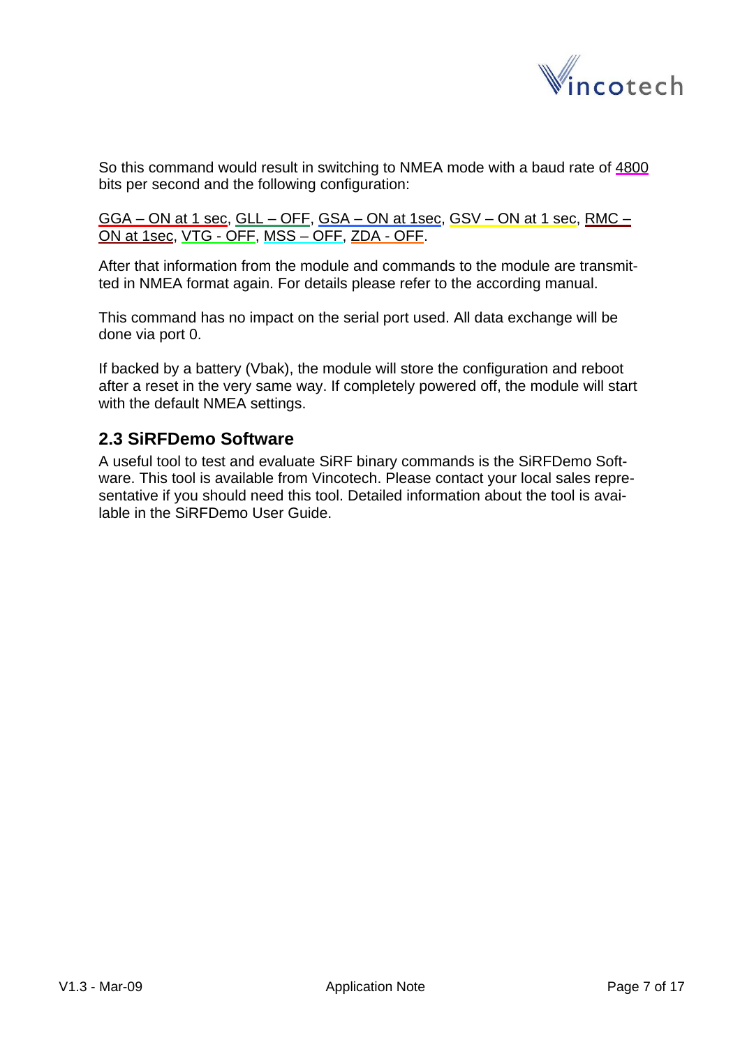So this command would result in switching to NMEA mode with a baud rate of 4800 bits per second and the following configuration:

GGA – ON at 1 sec, GLL – OFF, GSA – ON at 1sec, GSV – ON at 1 sec, RMC – ON at 1sec, VTG - OFF, MSS – OFF, ZDA - OFF.

After that information from the module and commands to the module are transmitted in NMEA format again. For details please refer to the according manual.

This command has no impact on the serial port used. All data exchange will be done via port 0.

If backed by a battery (Vbak), the module will store the configuration and reboot after a reset in the very same way. If completely powered off, the module will start with the default NMEA settings.

## 2.3 SiRFDemo Software

A useful tool to test and evaluate SiRF binary commands is the SiRFDemo Software. This tool is available from Vincotech. Please contact your local sales representative if you should need this tool. Detailed information about the tool is available in the SiRFDemo User Guide.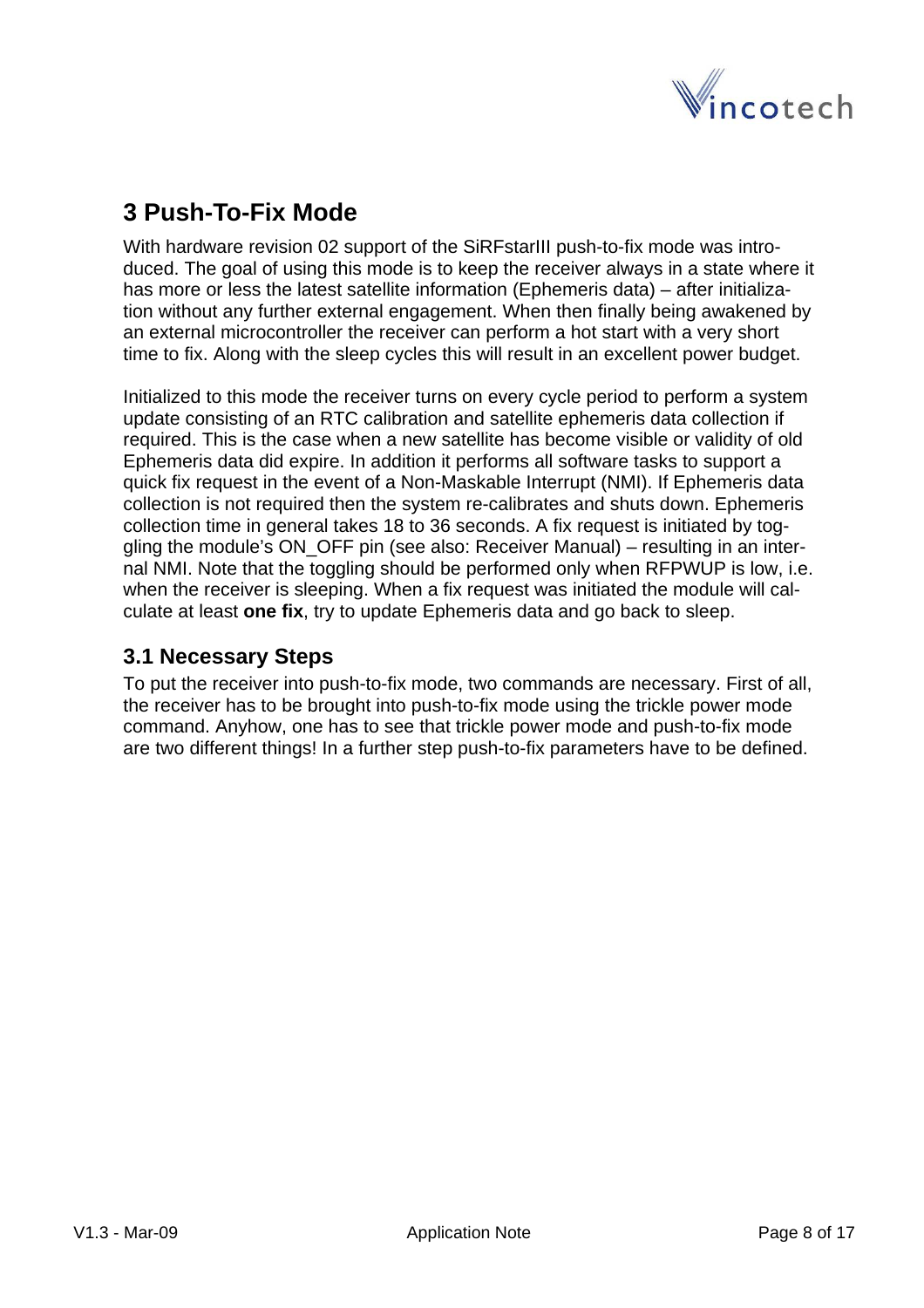# 3 Push-To-Fix Mode

With hardware revision 02 support of the SiRFstarIII push-to-fix mode was introduced. The goal of using this mode is to keep the receiver always in a state where it has more or less the latest satellite information (Ephemeris data) – after initialization without any further external engagement. When then finally being awakened by an external microcontroller the receiver can perform a hot start with a very short time to fix. Along with the sleep cycles this will result in an excellent power budget.

Initialized to this mode the receiver turns on every cycle period to perform a system update consisting of an RTC calibration and satellite ephemeris data collection if required. This is the case when a new satellite has become visible or validity of old Ephemeris data did expire. In addition it performs all software tasks to support a quick fix request in the event of a Non-Maskable Interrupt (NMI). If Ephemeris data collection is not required then the system re-calibrates and shuts down. Ephemeris collection time in general takes 18 to 36 seconds. A fix request is initiated by toggling the module's ON_OFF pin (see also: Receiver Manual) – resulting in an internal NMI. Note that the toggling should be performed only when RFPWUP is low, i.e. when the receiver is sleeping. When a fix request was initiated the module will calculate at least **one fix**, try to update Ephemeris data and go back to sleep.

## 3.1 Necessary Steps

To put the receiver into push-to-fix mode, two commands are necessary. First of all, the receiver has to be brought into push-to-fix mode using the trickle power mode command. Anyhow, one has to see that trickle power mode and push-to-fix mode are two different things! In a further step push-to-fix parameters have to be defined.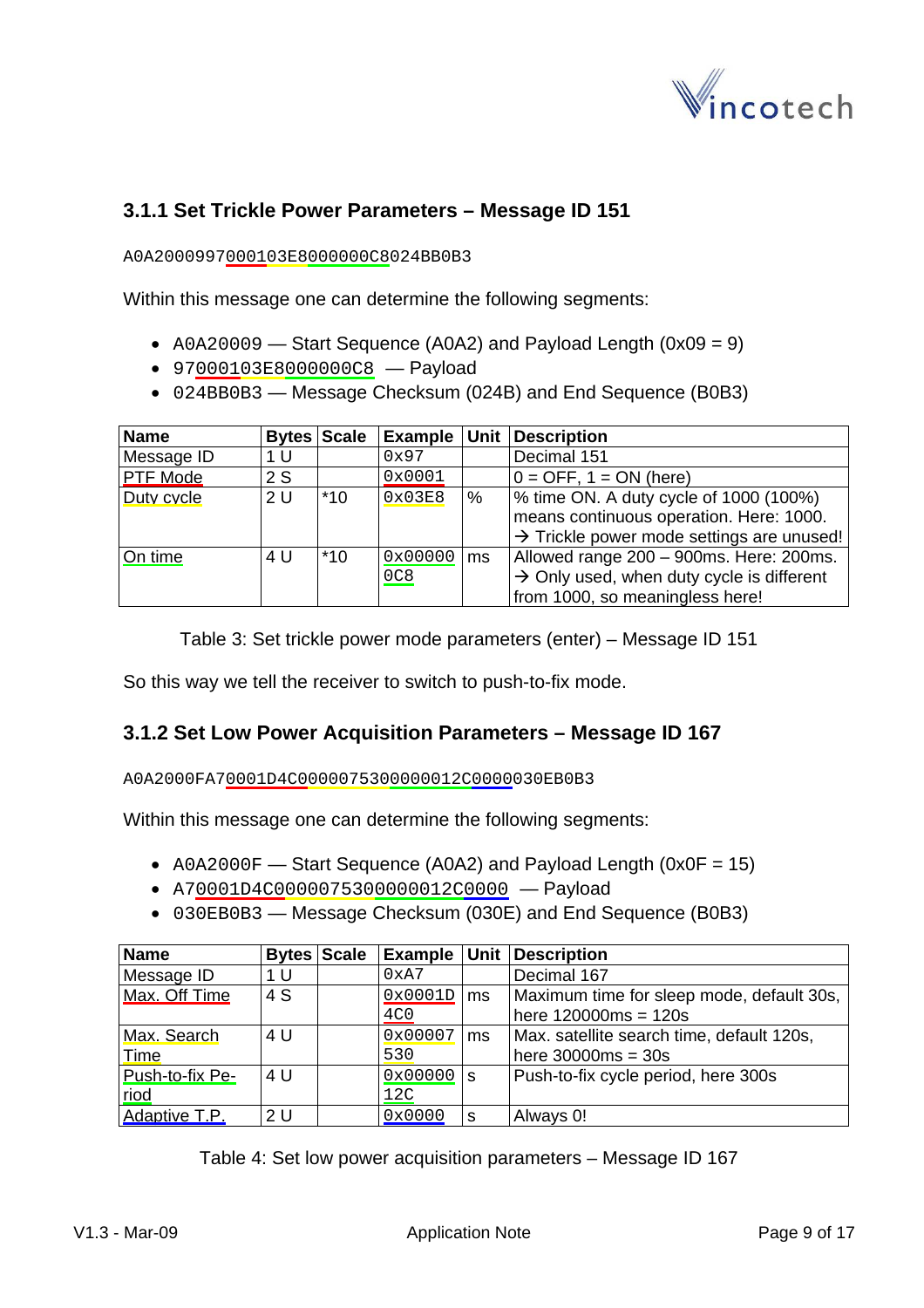### 3.1.1 Set Trickle Power Parameters – Message ID 151

A0A2000997000103E8000000C8024BB0B3

Within this message one can determine the following segments:

- A0A20009 — Start Sequence (A0A2) and Payload Length (0x09 = 9)
- 97000103E8000000C8 — Payload
- 024BB0B3 — Message Checksum (024B) and End Sequence (B0B3)

| Name | Bytes | Scale | Example | Unit | Description |
|---|---|---|---|---|---|
| Message ID | 1 U | | 0x97 | | Decimal 151 |
| PTF Mode | 2 S | | 0x0001 | | 0 = OFF, 1 = ON (here) |
| Duty cycle | 2 U | *10 | 0x03E8 | % | % time ON. A duty cycle of 1000 (100%) means continuous operation. Here: 1000. → Trickle power mode settings are unused! |
| On time | 4 U | *10 | 0x000000C8 | ms | Allowed range 200 – 900ms. Here: 200ms. → Only used, when duty cycle is different from 1000, so meaningless here! |

Table 3: Set trickle power mode parameters (enter) – Message ID 151

So this way we tell the receiver to switch to push-to-fix mode.

### 3.1.2 Set Low Power Acquisition Parameters – Message ID 167

A0A2000FA70001D4C00000753000000012C0000030EB0B3

Within this message one can determine the following segments:

- A0A2000F — Start Sequence (A0A2) and Payload Length (0x0F = 15)
- A70001D4C0000075300000012C0000 — Payload
- 030EB0B3 — Message Checksum (030E) and End Sequence (B0B3)

| Name | Bytes | Scale | Example | Unit | Description |
|---|---|---|---|---|---|
| Message ID | 1 U | | 0xA7 | | Decimal 167 |
| Max. Off Time | 4 S | | 0x0001D4C0 | ms | Maximum time for sleep mode, default 30s, here 120000ms = 120s |
| Max. Search Time | 4 U | | 0x00007530 | ms | Max. satellite search time, default 120s, here 30000ms = 30s |
| Push-to-fix Period | 4 U | | 0x0000012C | s | Push-to-fix cycle period, here 300s |
| Adaptive T.P. | 2 U | | 0x0000 | s | Always 0! |

Table 4: Set low power acquisition parameters – Message ID 167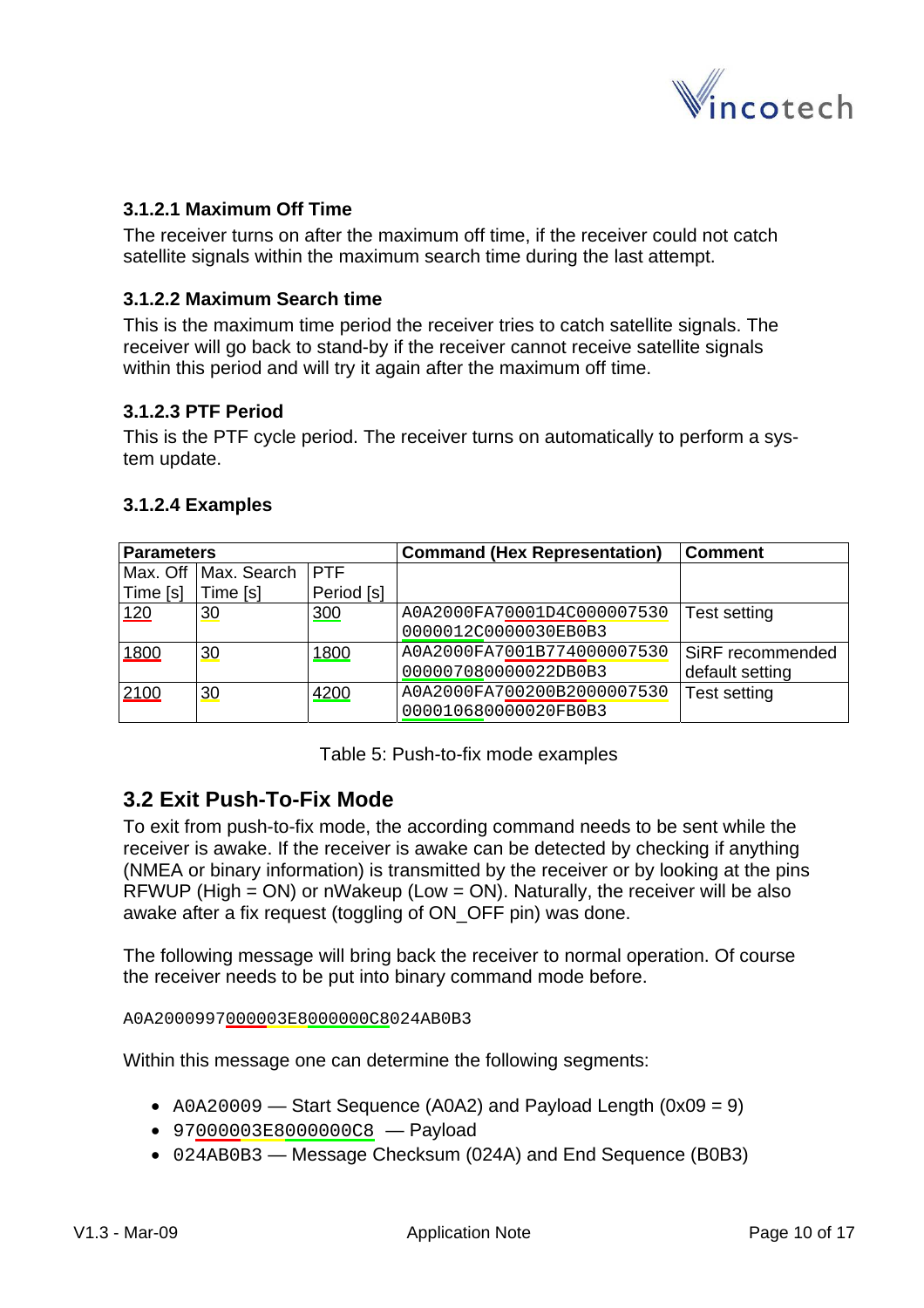#### 3.1.2.1 Maximum Off Time

The receiver turns on after the maximum off time, if the receiver could not catch satellite signals within the maximum search time during the last attempt.

#### 3.1.2.2 Maximum Search time

This is the maximum time period the receiver tries to catch satellite signals. The receiver will go back to stand-by if the receiver cannot receive satellite signals within this period and will try it again after the maximum off time.

#### 3.1.2.3 PTF Period

This is the PTF cycle period. The receiver turns on automatically to perform a system update.

#### 3.1.2.4 Examples

| Parameters | | | Command (Hex Representation) | Comment |
|---|---|---|---|---|
| Max. Off Time [s] | Max. Search Time [s] | PTF Period [s] | | |
| 120 | 30 | 300 | A0A2000FA70001D4C000007530 0000012C0000030EB0B3 | Test setting |
| 1800 | 30 | 1800 | A0A2000FA7001B774000007530 000007080000022DB0B3 | SiRF recommended default setting |
| 2100 | 30 | 4200 | A0A2000FA700200B2000007530 000010680000020FB0B3 | Test setting |

Table 5: Push-to-fix mode examples

### 3.2 Exit Push-To-Fix Mode

To exit from push-to-fix mode, the according command needs to be sent while the receiver is awake. If the receiver is awake can be detected by checking if anything (NMEA or binary information) is transmitted by the receiver or by looking at the pins RFWUP (High = ON) or nWakeup (Low = ON). Naturally, the receiver will be also awake after a fix request (toggling of ON_OFF pin) was done.

The following message will bring back the receiver to normal operation. Of course the receiver needs to be put into binary command mode before.

```
A0A2000997000003E8000000C8024AB0B3
```

Within this message one can determine the following segments:

- `A0A20009` — Start Sequence (A0A2) and Payload Length (0x09 = 9)
- `97000003E8000000C8` — Payload
- `024AB0B3` — Message Checksum (024A) and End Sequence (B0B3)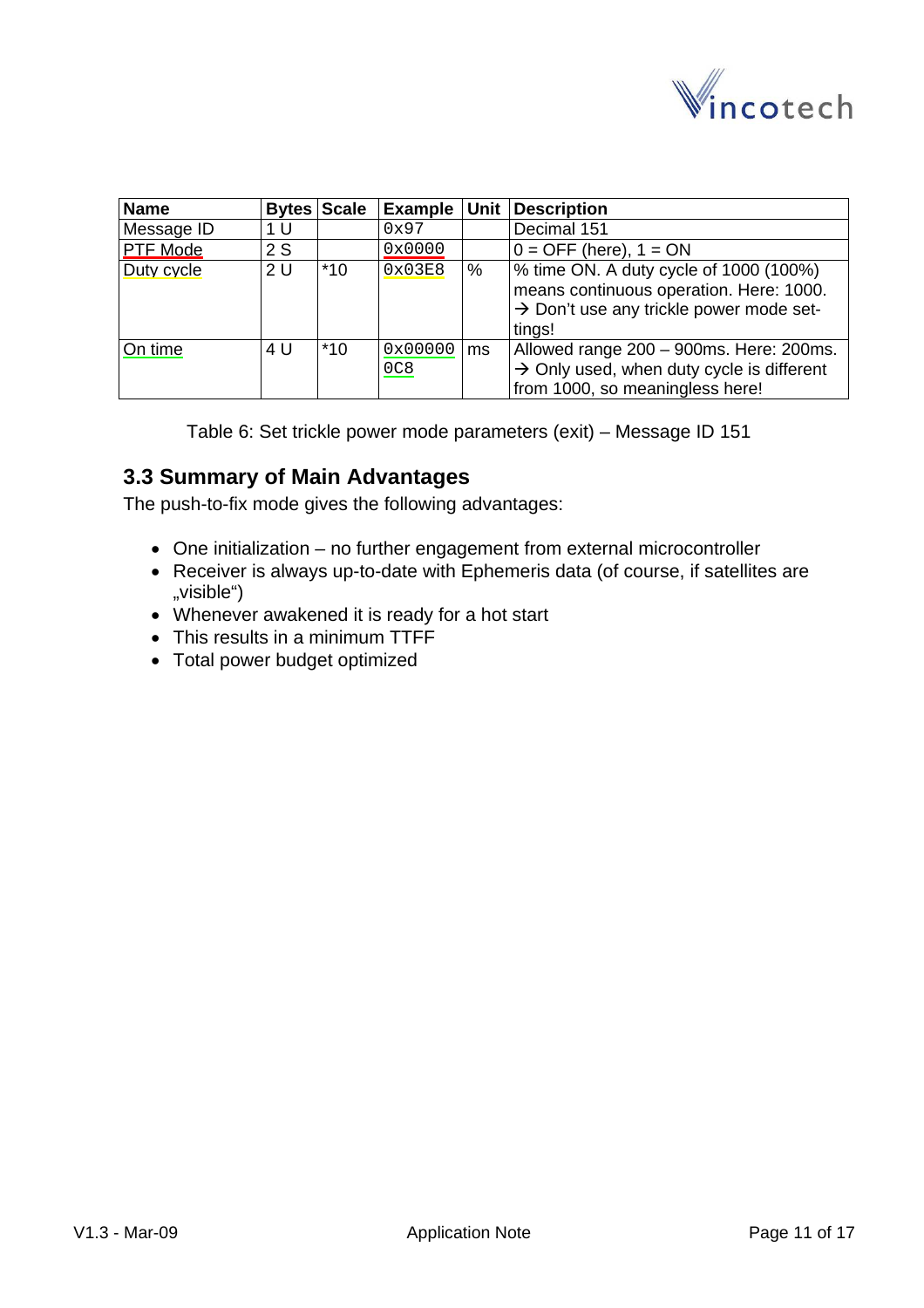| Name | Bytes | Scale | Example | Unit | Description |
|---|---|---|---|---|---|
| Message ID | 1 U | | 0x97 | | Decimal 151 |
| PTF Mode | 2 S | | 0x0000 | | 0 = OFF (here), 1 = ON |
| Duty cycle | 2 U | *10 | 0x03E8 | % | % time ON. A duty cycle of 1000 (100%) means continuous operation. Here: 1000. → Don't use any trickle power mode settings! |
| On time | 4 U | *10 | 0x000000C8 | ms | Allowed range 200 – 900ms. Here: 200ms. → Only used, when duty cycle is different from 1000, so meaningless here! |

Table 6: Set trickle power mode parameters (exit) – Message ID 151

## 3.3 Summary of Main Advantages

The push-to-fix mode gives the following advantages:

- One initialization – no further engagement from external microcontroller
- Receiver is always up-to-date with Ephemeris data (of course, if satellites are „visible")
- Whenever awakened it is ready for a hot start
- This results in a minimum TTFF
- Total power budget optimized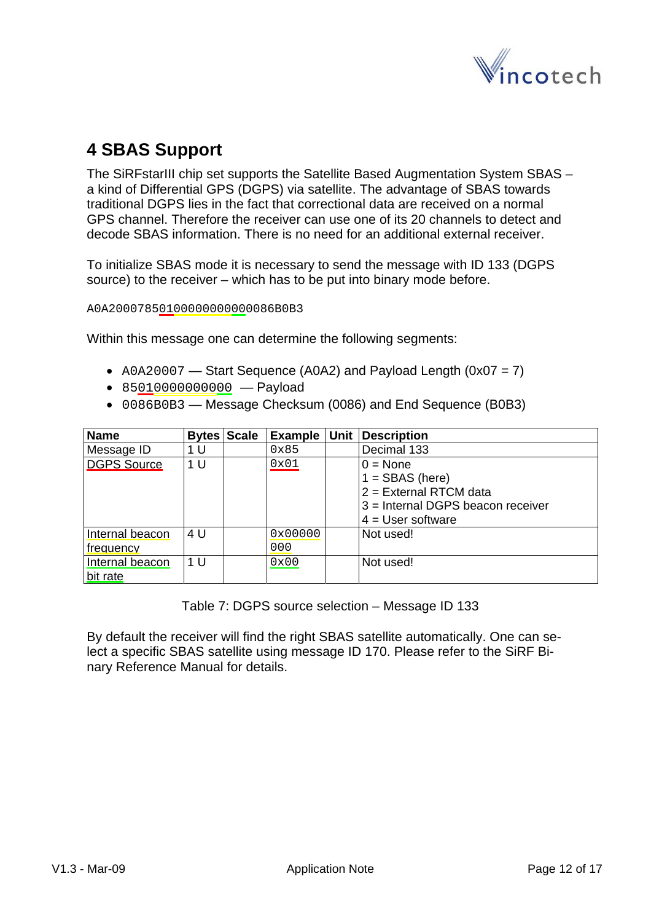# 4 SBAS Support

The SiRFstarIII chip set supports the Satellite Based Augmentation System SBAS – a kind of Differential GPS (DGPS) via satellite. The advantage of SBAS towards traditional DGPS lies in the fact that correctional data are received on a normal GPS channel. Therefore the receiver can use one of its 20 channels to detect and decode SBAS information. There is no need for an additional external receiver.

To initialize SBAS mode it is necessary to send the message with ID 133 (DGPS source) to the receiver – which has to be put into binary mode before.

```
A0A20007850100000000000086B0B3
```

Within this message one can determine the following segments:

- `A0A20007` — Start Sequence (A0A2) and Payload Length (0x07 = 7)
- `85010000000000` — Payload
- `0086B0B3` — Message Checksum (0086) and End Sequence (B0B3)

| Name | Bytes | Scale | Example | Unit | Description |
|---|---|---|---|---|---|
| Message ID | 1 U | | 0x85 | | Decimal 133 |
| DGPS Source | 1 U | | 0x01 | | 0 = None<br>1 = SBAS (here)<br>2 = External RTCM data<br>3 = Internal DGPS beacon receiver<br>4 = User software |
| Internal beacon frequency | 4 U | | 0x00000000 | | Not used! |
| Internal beacon bit rate | 1 U | | 0x00 | | Not used! |

Table 7: DGPS source selection – Message ID 133

By default the receiver will find the right SBAS satellite automatically. One can select a specific SBAS satellite using message ID 170. Please refer to the SiRF Binary Reference Manual for details.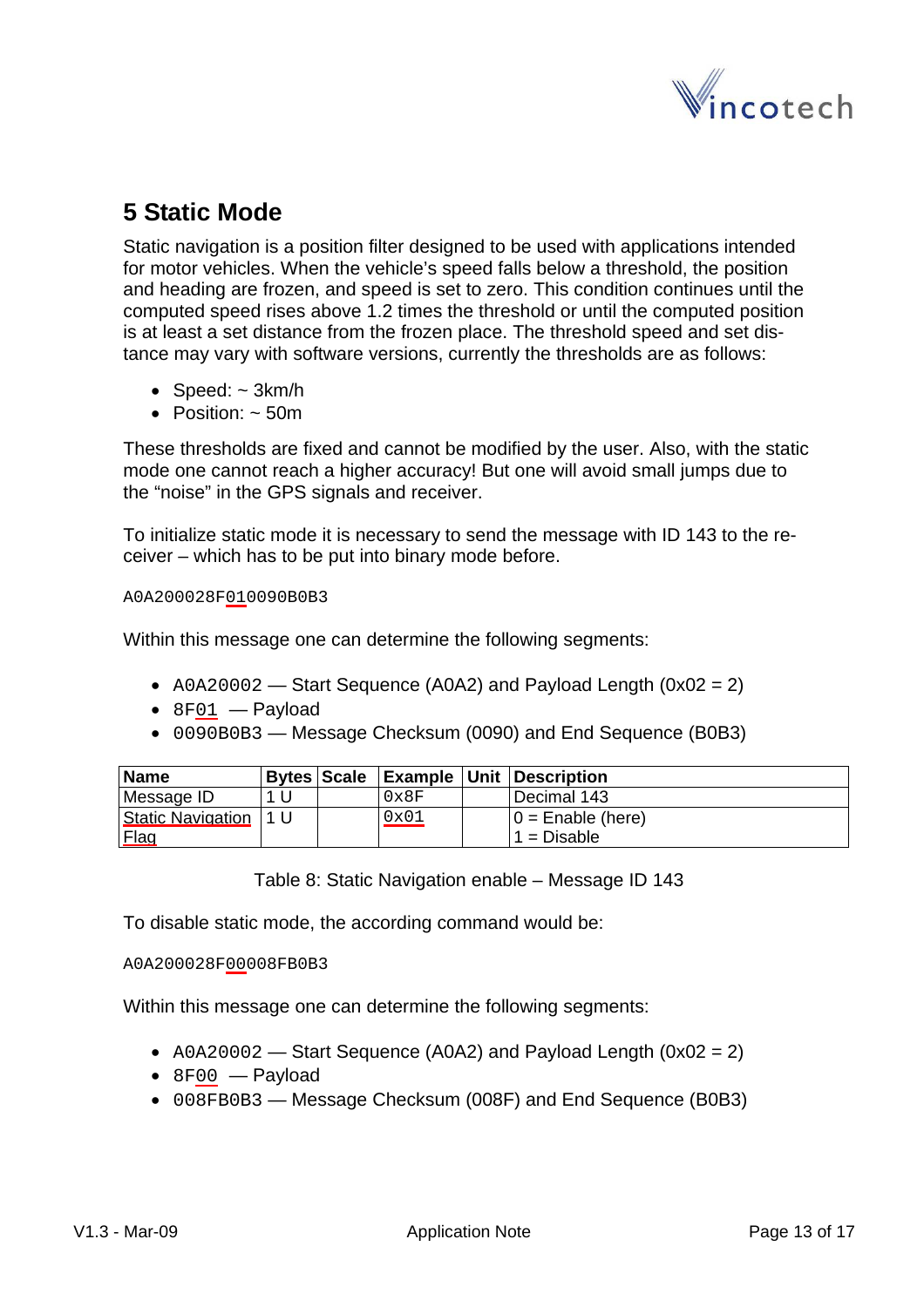# 5 Static Mode

Static navigation is a position filter designed to be used with applications intended for motor vehicles. When the vehicle's speed falls below a threshold, the position and heading are frozen, and speed is set to zero. This condition continues until the computed speed rises above 1.2 times the threshold or until the computed position is at least a set distance from the frozen place. The threshold speed and set distance may vary with software versions, currently the thresholds are as follows:

- Speed: ~ 3km/h
- Position: ~ 50m

These thresholds are fixed and cannot be modified by the user. Also, with the static mode one cannot reach a higher accuracy! But one will avoid small jumps due to the "noise" in the GPS signals and receiver.

To initialize static mode it is necessary to send the message with ID 143 to the receiver – which has to be put into binary mode before.

```
A0A200028F010090B0B3
```

Within this message one can determine the following segments:

- A0A20002 — Start Sequence (A0A2) and Payload Length (0x02 = 2)
- 8F01 — Payload
- 0090B0B3 — Message Checksum (0090) and End Sequence (B0B3)

| Name | Bytes | Scale | Example | Unit | Description |
|---|---|---|---|---|---|
| Message ID | 1 U | | 0x8F | | Decimal 143 |
| Static Navigation Flag | 1 U | | 0x01 | | 0 = Enable (here)<br>1 = Disable |

Table 8: Static Navigation enable – Message ID 143

To disable static mode, the according command would be:

```
A0A200028F00008FB0B3
```

Within this message one can determine the following segments:

- A0A20002 — Start Sequence (A0A2) and Payload Length (0x02 = 2)
- 8F00 — Payload
- 008FB0B3 — Message Checksum (008F) and End Sequence (B0B3)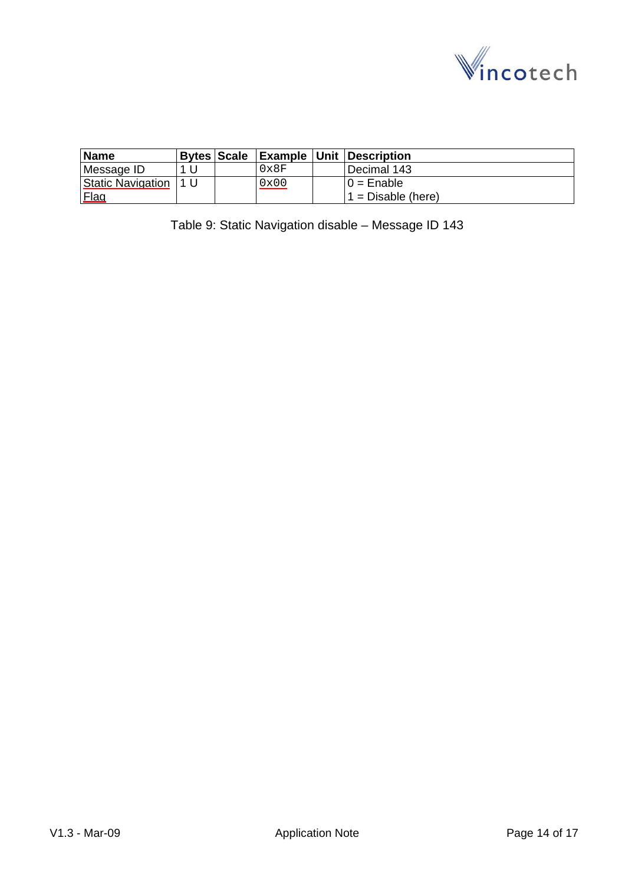| Name | Bytes | Scale | Example | Unit | Description |
|---|---|---|---|---|---|
| Message ID | 1 U | | 0x8F | | Decimal 143 |
| Static Navigation Flag | 1 U | | 0x00 | | 0 = Enable<br>1 = Disable (here) |

Table 9: Static Navigation disable – Message ID 143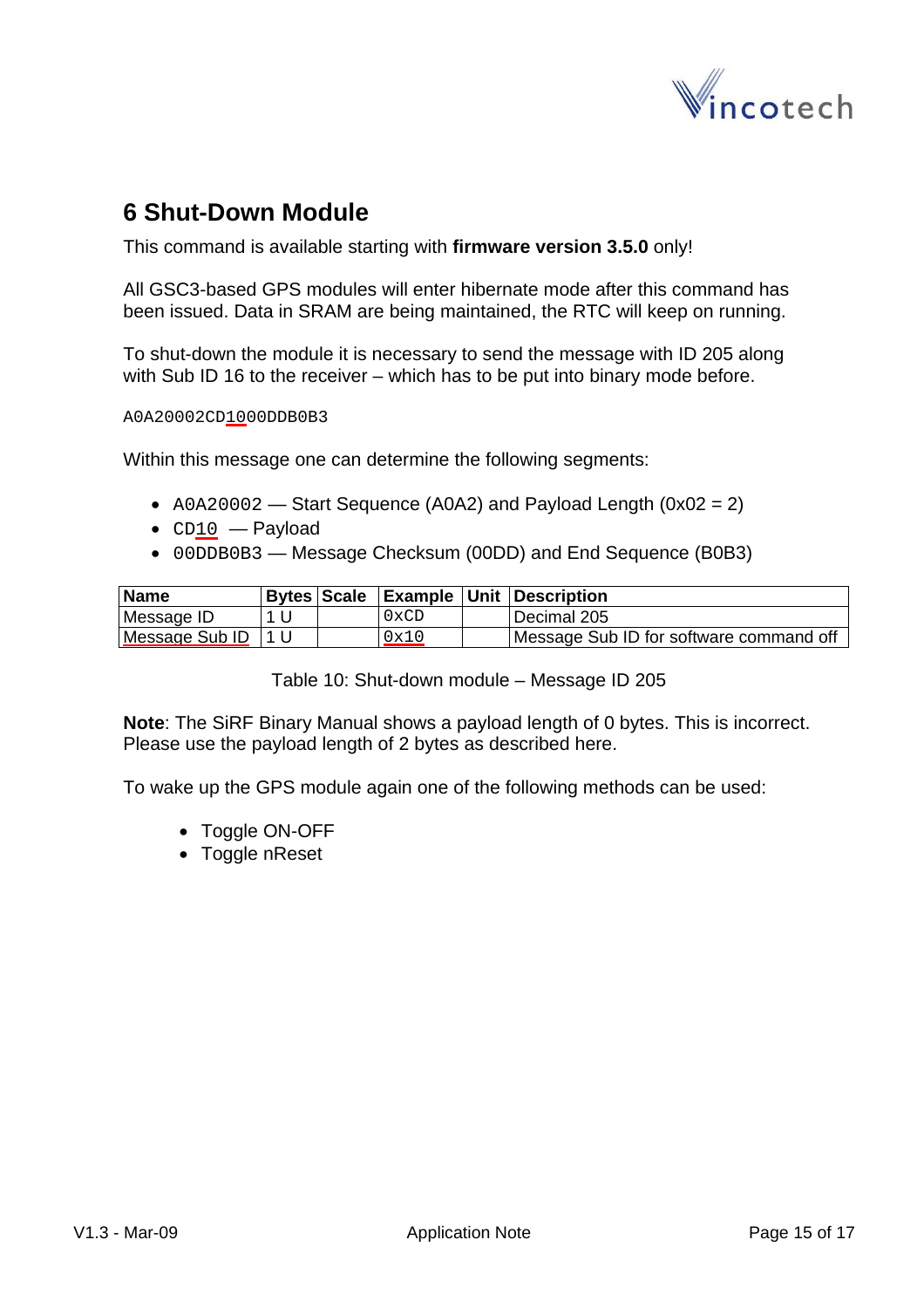# 6 Shut-Down Module

This command is available starting with **firmware version 3.5.0** only!

All GSC3-based GPS modules will enter hibernate mode after this command has been issued. Data in SRAM are being maintained, the RTC will keep on running.

To shut-down the module it is necessary to send the message with ID 205 along with Sub ID 16 to the receiver – which has to be put into binary mode before.

```
A0A20002CD1000DDB0B3
```

Within this message one can determine the following segments:

- `A0A20002` — Start Sequence (A0A2) and Payload Length (0x02 = 2)
- `CD10` — Payload
- `00DDB0B3` — Message Checksum (00DD) and End Sequence (B0B3)

| Name | Bytes | Scale | Example | Unit | Description |
|---|---|---|---|---|---|
| Message ID | 1 U | | 0xCD | | Decimal 205 |
| Message Sub ID | 1 U | | 0x10 | | Message Sub ID for software command off |

Table 10: Shut-down module – Message ID 205

**Note**: The SiRF Binary Manual shows a payload length of 0 bytes. This is incorrect. Please use the payload length of 2 bytes as described here.

To wake up the GPS module again one of the following methods can be used:

- Toggle ON-OFF
- Toggle nReset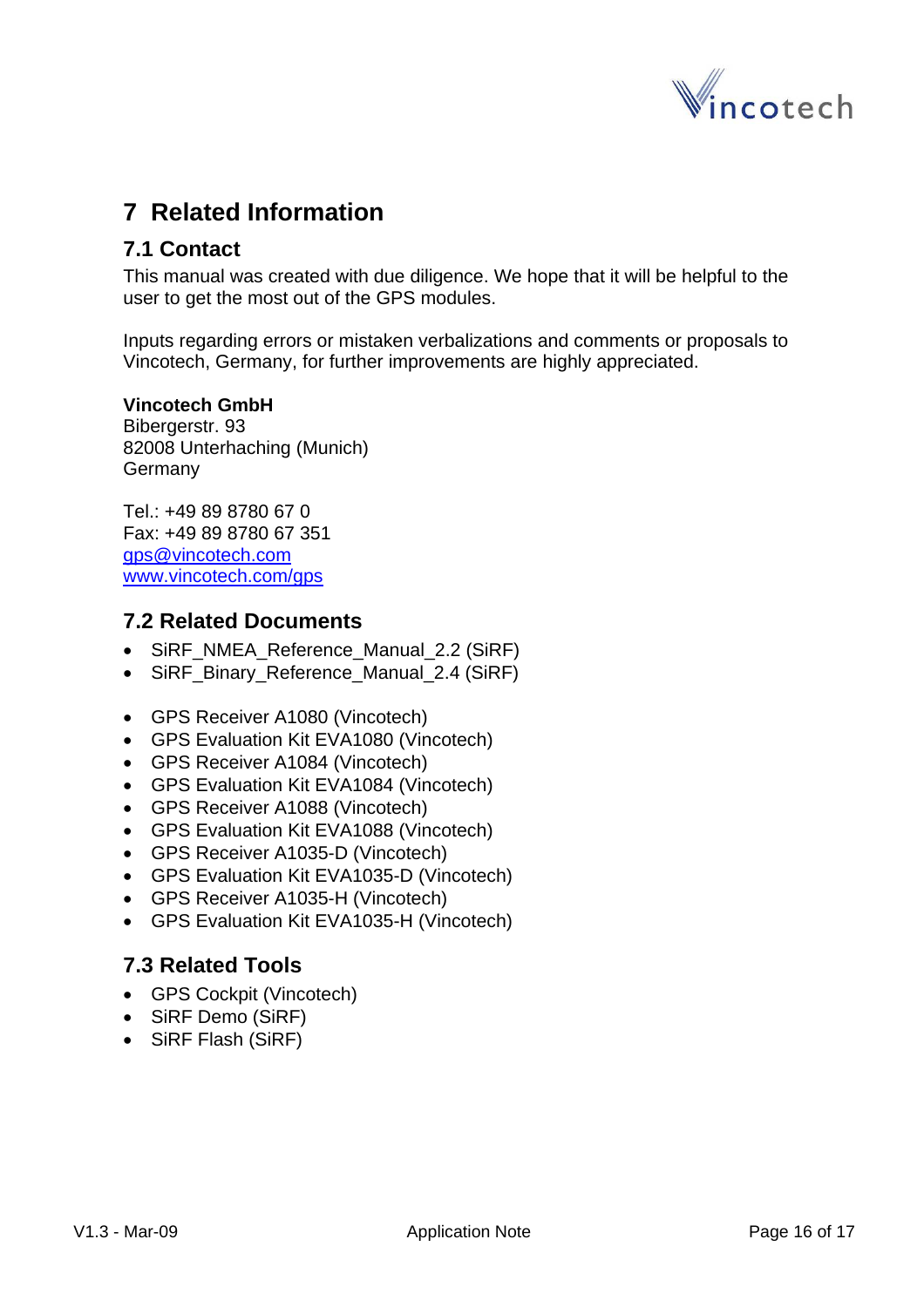# 7 Related Information

## 7.1 Contact

This manual was created with due diligence. We hope that it will be helpful to the user to get the most out of the GPS modules.

Inputs regarding errors or mistaken verbalizations and comments or proposals to Vincotech, Germany, for further improvements are highly appreciated.

**Vincotech GmbH**
Bibergerstr. 93
82008 Unterhaching (Munich)
Germany

Tel.: +49 89 8780 67 0
Fax: +49 89 8780 67 351
gps@vincotech.com
www.vincotech.com/gps

## 7.2 Related Documents

- SiRF_NMEA_Reference_Manual_2.2 (SiRF)
- SiRF_Binary_Reference_Manual_2.4 (SiRF)

- GPS Receiver A1080 (Vincotech)
- GPS Evaluation Kit EVA1080 (Vincotech)
- GPS Receiver A1084 (Vincotech)
- GPS Evaluation Kit EVA1084 (Vincotech)
- GPS Receiver A1088 (Vincotech)
- GPS Evaluation Kit EVA1088 (Vincotech)
- GPS Receiver A1035-D (Vincotech)
- GPS Evaluation Kit EVA1035-D (Vincotech)
- GPS Receiver A1035-H (Vincotech)
- GPS Evaluation Kit EVA1035-H (Vincotech)

## 7.3 Related Tools

- GPS Cockpit (Vincotech)
- SiRF Demo (SiRF)
- SiRF Flash (SiRF)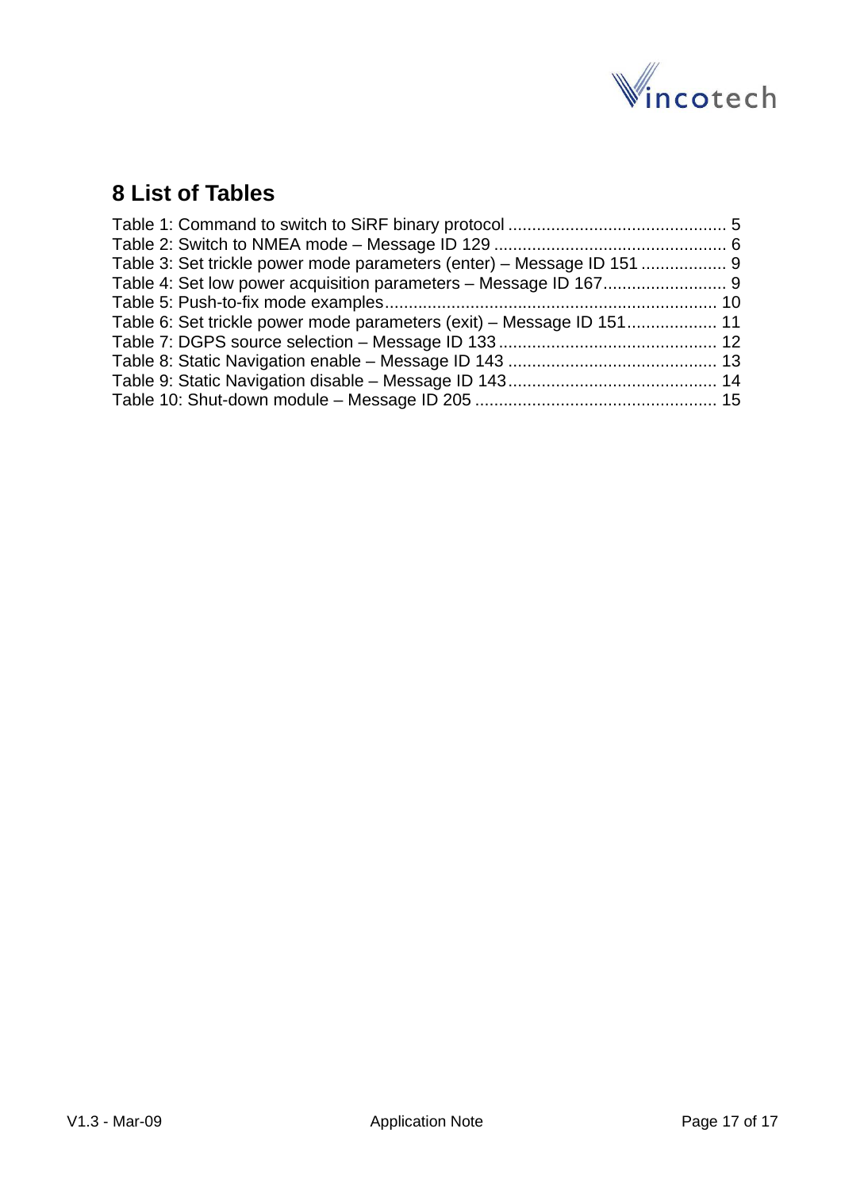# 8 List of Tables

Table 1: Command to switch to SiRF binary protocol .............................................. 5
Table 2: Switch to NMEA mode – Message ID 129 ................................................. 6
Table 3: Set trickle power mode parameters (enter) – Message ID 151 .................. 9
Table 4: Set low power acquisition parameters – Message ID 167.......................... 9
Table 5: Push-to-fix mode examples...................................................................... 10
Table 6: Set trickle power mode parameters (exit) – Message ID 151................... 11
Table 7: DGPS source selection – Message ID 133.............................................. 12
Table 8: Static Navigation enable – Message ID 143 ............................................ 13
Table 9: Static Navigation disable – Message ID 143............................................ 14
Table 10: Shut-down module – Message ID 205 ................................................... 15